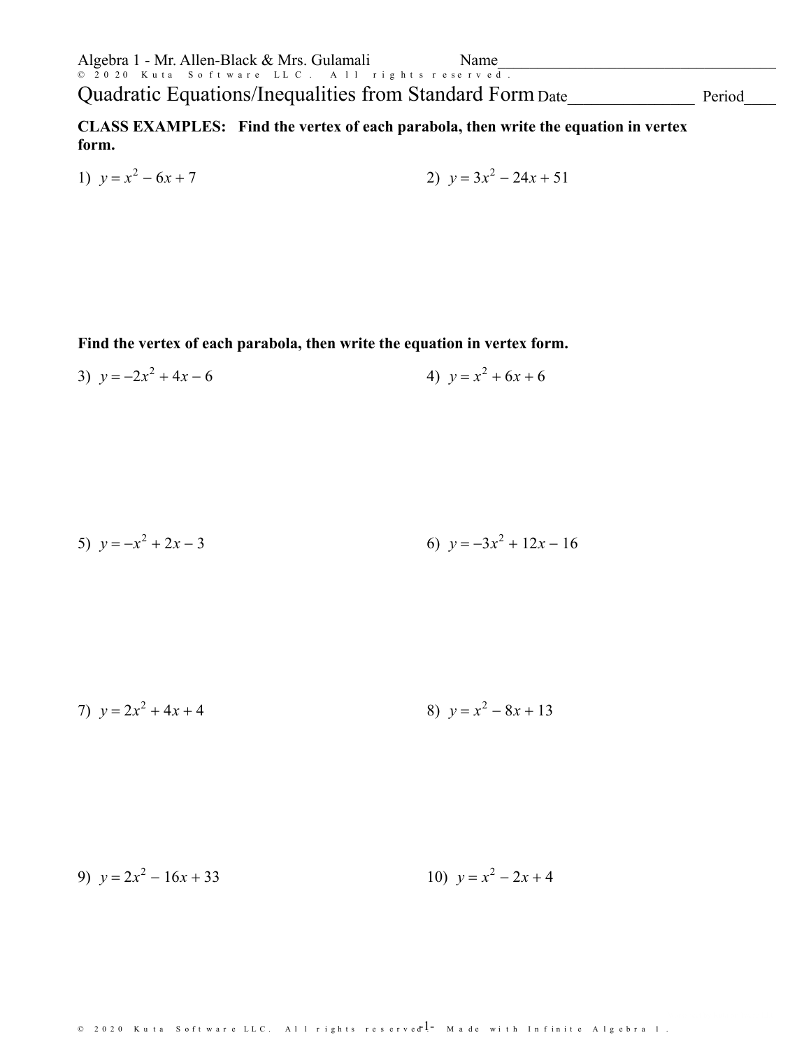Algebra 1 - Mr. Allen-Black & Mrs. Gulamali

Name___________________________________

© 2020 Kuta Software LLC. All rights reserved.

# Quadratic Equations/Inequalities from Standard Form

Date_______________ Period____

**CLASS EXAMPLES: Find the vertex of each parabola, then write the equation in vertex form.**

1) $y = x^2 - 6x + 7$

2) $y = 3x^2 - 24x + 51$

**Find the vertex of each parabola, then write the equation in vertex form.**

3) $y = -2x^2 + 4x - 6$

4) $y = x^2 + 6x + 6$

5) $y = -x^2 + 2x - 3$

6) $y = -3x^2 + 12x - 16$

7) $y = 2x^2 + 4x + 4$

8) $y = x^2 - 8x + 13$

9) $y = 2x^2 - 16x + 33$

10) $y = x^2 - 2x + 4$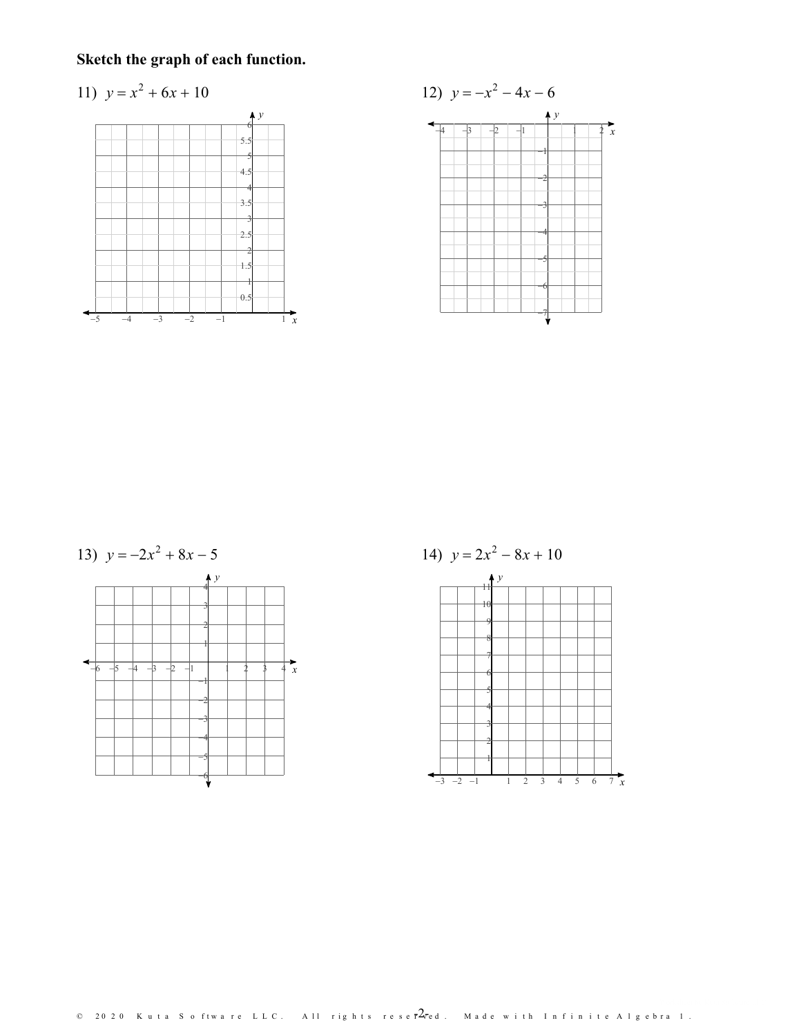**Sketch the graph of each function.**

11) $y = x^2 + 6x + 10$

12) $y = -x^2 - 4x - 6$

13) $y = -2x^2 + 8x - 5$

14) $y = 2x^2 - 8x + 10$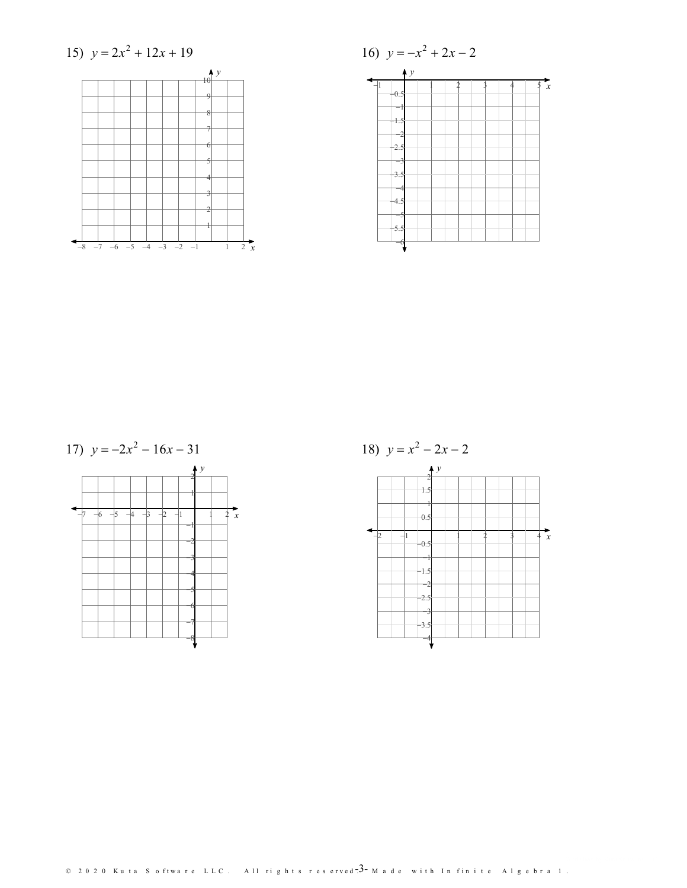15) $y = 2x^2 + 12x + 19$

16) $y = -x^2 + 2x - 2$

17) $y = -2x^2 - 16x - 31$

18) $y = x^2 - 2x - 2$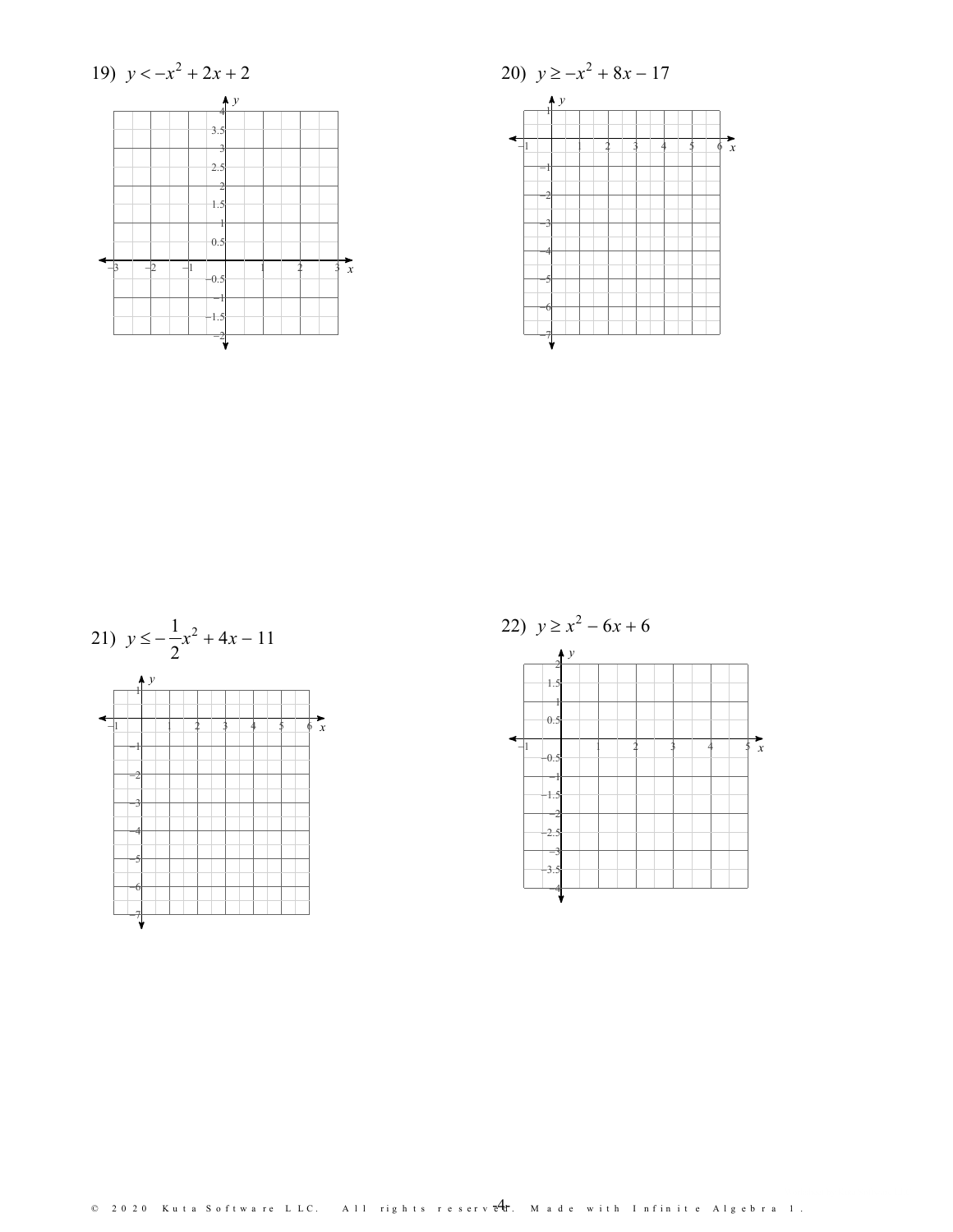19) $y < -x^2 + 2x + 2$

y

4
3.5
3
2.5
2
1.5
1
0.5
−3 −2 −1 1 2 3 x
−0.5
−1
−1.5
−2

20) $y \geq -x^2 + 8x - 17$

y

1
−1 1 2 3 4 5 6 x
−1
−2
−3
−4
−5
−6
−7

21) $y \leq -\frac{1}{2}x^2 + 4x - 11$

y

1
−1 1 2 3 4 5 6 x
−1
−2
−3
−4
−5
−6
−7

22) $y \geq x^2 - 6x + 6$

y

2
1.5
1
0.5
−1 1 2 3 4 5 x
−0.5
−1
−1.5
−2
−2.5
−3
−3.5
−4